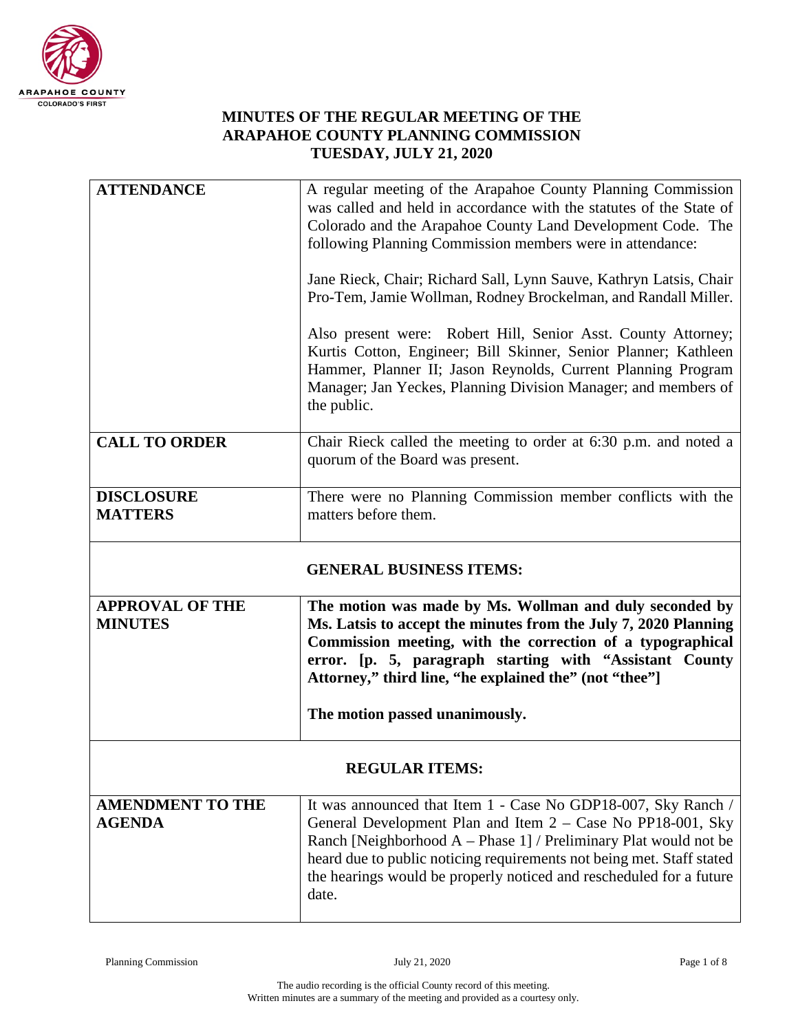# MINUTES OF THE REGULAR MEETING OF THE ARAPAHOE COUNTY PLANNING COMMISSION TUESDAY, JULY 21, 2020

| | |
|---|---|
| **ATTENDANCE** | A regular meeting of the Arapahoe County Planning Commission was called and held in accordance with the statutes of the State of Colorado and the Arapahoe County Land Development Code. The following Planning Commission members were in attendance:<br><br>Jane Rieck, Chair; Richard Sall, Lynn Sauve, Kathryn Latsis, Chair Pro-Tem, Jamie Wollman, Rodney Brockelman, and Randall Miller.<br><br>Also present were: Robert Hill, Senior Asst. County Attorney; Kurtis Cotton, Engineer; Bill Skinner, Senior Planner; Kathleen Hammer, Planner II; Jason Reynolds, Current Planning Program Manager; Jan Yeckes, Planning Division Manager; and members of the public. |
| **CALL TO ORDER** | Chair Rieck called the meeting to order at 6:30 p.m. and noted a quorum of the Board was present. |
| **DISCLOSURE MATTERS** | There were no Planning Commission member conflicts with the matters before them. |
| **GENERAL BUSINESS ITEMS:** | |
| **APPROVAL OF THE MINUTES** | **The motion was made by Ms. Wollman and duly seconded by Ms. Latsis to accept the minutes from the July 7, 2020 Planning Commission meeting, with the correction of a typographical error. [p. 5, paragraph starting with "Assistant County Attorney," third line, "he explained the" (not "thee")]**<br><br>**The motion passed unanimously.** |
| **REGULAR ITEMS:** | |
| **AMENDMENT TO THE AGENDA** | It was announced that Item 1 - Case No GDP18-007, Sky Ranch / General Development Plan and Item 2 – Case No PP18-001, Sky Ranch [Neighborhood A – Phase 1] / Preliminary Plat would not be heard due to public noticing requirements not being met. Staff stated the hearings would be properly noticed and rescheduled for a future date. |

The audio recording is the official County record of this meeting. Written minutes are a summary of the meeting and provided as a courtesy only.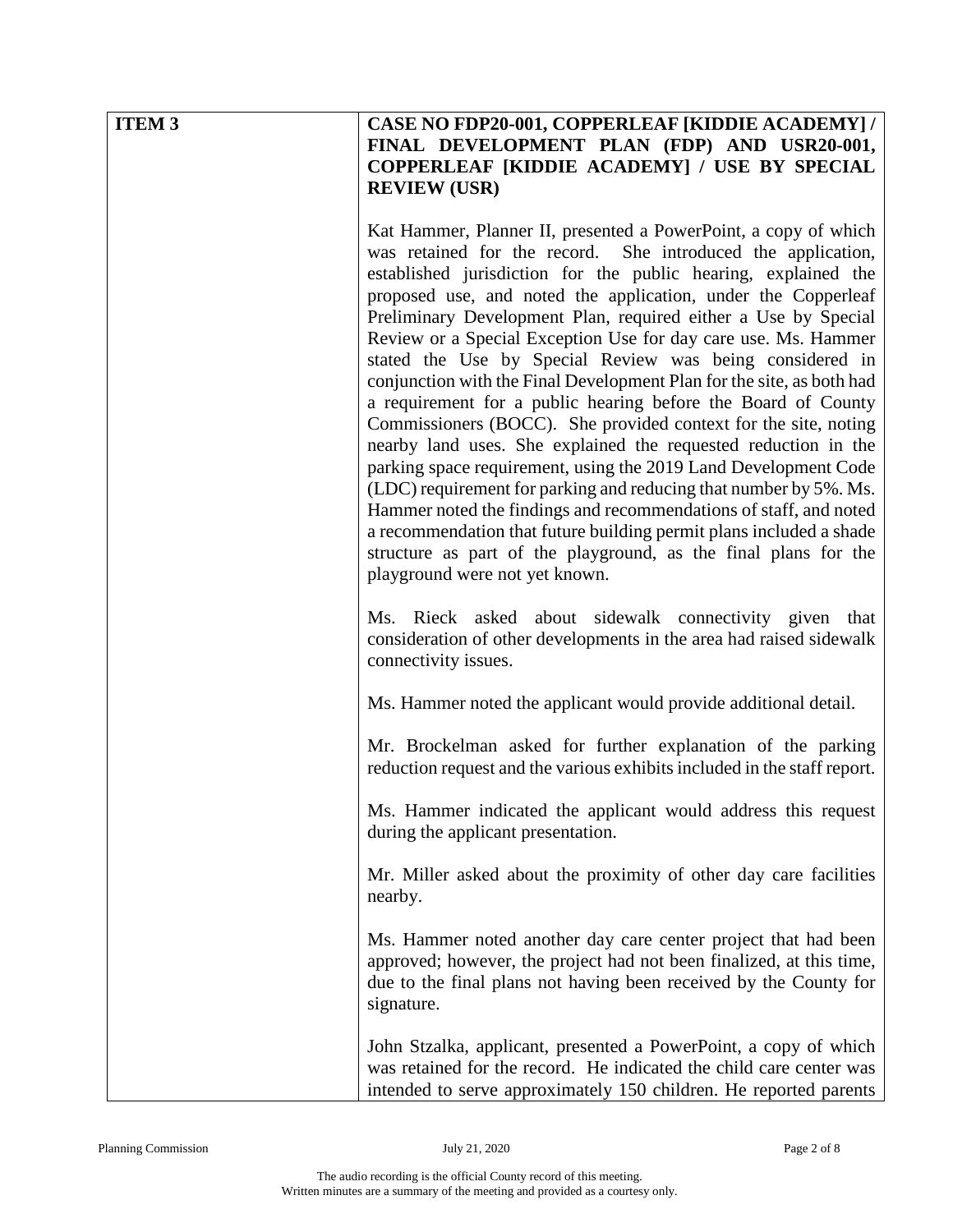| **ITEM 3** | **CASE NO FDP20-001, COPPERLEAF [KIDDIE ACADEMY] / FINAL DEVELOPMENT PLAN (FDP) AND USR20-001, COPPERLEAF [KIDDIE ACADEMY] / USE BY SPECIAL REVIEW (USR)** |
|---|---|
| | Kat Hammer, Planner II, presented a PowerPoint, a copy of which was retained for the record. She introduced the application, established jurisdiction for the public hearing, explained the proposed use, and noted the application, under the Copperleaf Preliminary Development Plan, required either a Use by Special Review or a Special Exception Use for day care use. Ms. Hammer stated the Use by Special Review was being considered in conjunction with the Final Development Plan for the site, as both had a requirement for a public hearing before the Board of County Commissioners (BOCC). She provided context for the site, noting nearby land uses. She explained the requested reduction in the parking space requirement, using the 2019 Land Development Code (LDC) requirement for parking and reducing that number by 5%. Ms. Hammer noted the findings and recommendations of staff, and noted a recommendation that future building permit plans included a shade structure as part of the playground, as the final plans for the playground were not yet known. |
| | Ms. Rieck asked about sidewalk connectivity given that consideration of other developments in the area had raised sidewalk connectivity issues. |
| | Ms. Hammer noted the applicant would provide additional detail. |
| | Mr. Brockelman asked for further explanation of the parking reduction request and the various exhibits included in the staff report. |
| | Ms. Hammer indicated the applicant would address this request during the applicant presentation. |
| | Mr. Miller asked about the proximity of other day care facilities nearby. |
| | Ms. Hammer noted another day care center project that had been approved; however, the project had not been finalized, at this time, due to the final plans not having been received by the County for signature. |
| | John Stzalka, applicant, presented a PowerPoint, a copy of which was retained for the record. He indicated the child care center was intended to serve approximately 150 children. He reported parents |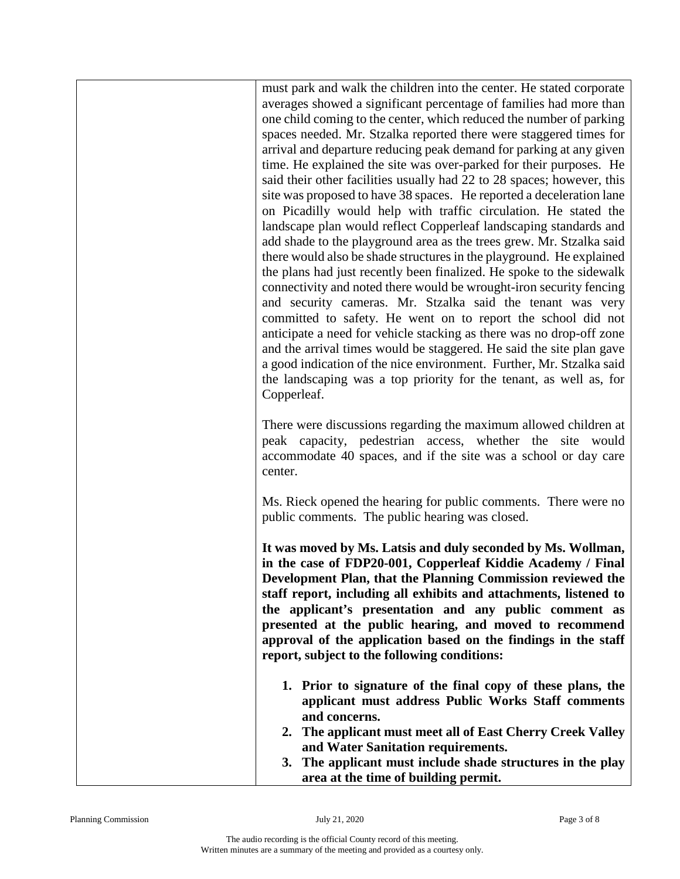must park and walk the children into the center. He stated corporate averages showed a significant percentage of families had more than one child coming to the center, which reduced the number of parking spaces needed. Mr. Stzalka reported there were staggered times for arrival and departure reducing peak demand for parking at any given time. He explained the site was over-parked for their purposes. He said their other facilities usually had 22 to 28 spaces; however, this site was proposed to have 38 spaces. He reported a deceleration lane on Picadilly would help with traffic circulation. He stated the landscape plan would reflect Copperleaf landscaping standards and add shade to the playground area as the trees grew. Mr. Stzalka said there would also be shade structures in the playground. He explained the plans had just recently been finalized. He spoke to the sidewalk connectivity and noted there would be wrought-iron security fencing and security cameras. Mr. Stzalka said the tenant was very committed to safety. He went on to report the school did not anticipate a need for vehicle stacking as there was no drop-off zone and the arrival times would be staggered. He said the site plan gave a good indication of the nice environment. Further, Mr. Stzalka said the landscaping was a top priority for the tenant, as well as, for Copperleaf.

There were discussions regarding the maximum allowed children at peak capacity, pedestrian access, whether the site would accommodate 40 spaces, and if the site was a school or day care center.

Ms. Rieck opened the hearing for public comments. There were no public comments. The public hearing was closed.

**It was moved by Ms. Latsis and duly seconded by Ms. Wollman, in the case of FDP20-001, Copperleaf Kiddie Academy / Final Development Plan, that the Planning Commission reviewed the staff report, including all exhibits and attachments, listened to the applicant's presentation and any public comment as presented at the public hearing, and moved to recommend approval of the application based on the findings in the staff report, subject to the following conditions:**

1. **Prior to signature of the final copy of these plans, the applicant must address Public Works Staff comments and concerns.**
2. **The applicant must meet all of East Cherry Creek Valley and Water Sanitation requirements.**
3. **The applicant must include shade structures in the play area at the time of building permit.**

The audio recording is the official County record of this meeting.
Written minutes are a summary of the meeting and provided as a courtesy only.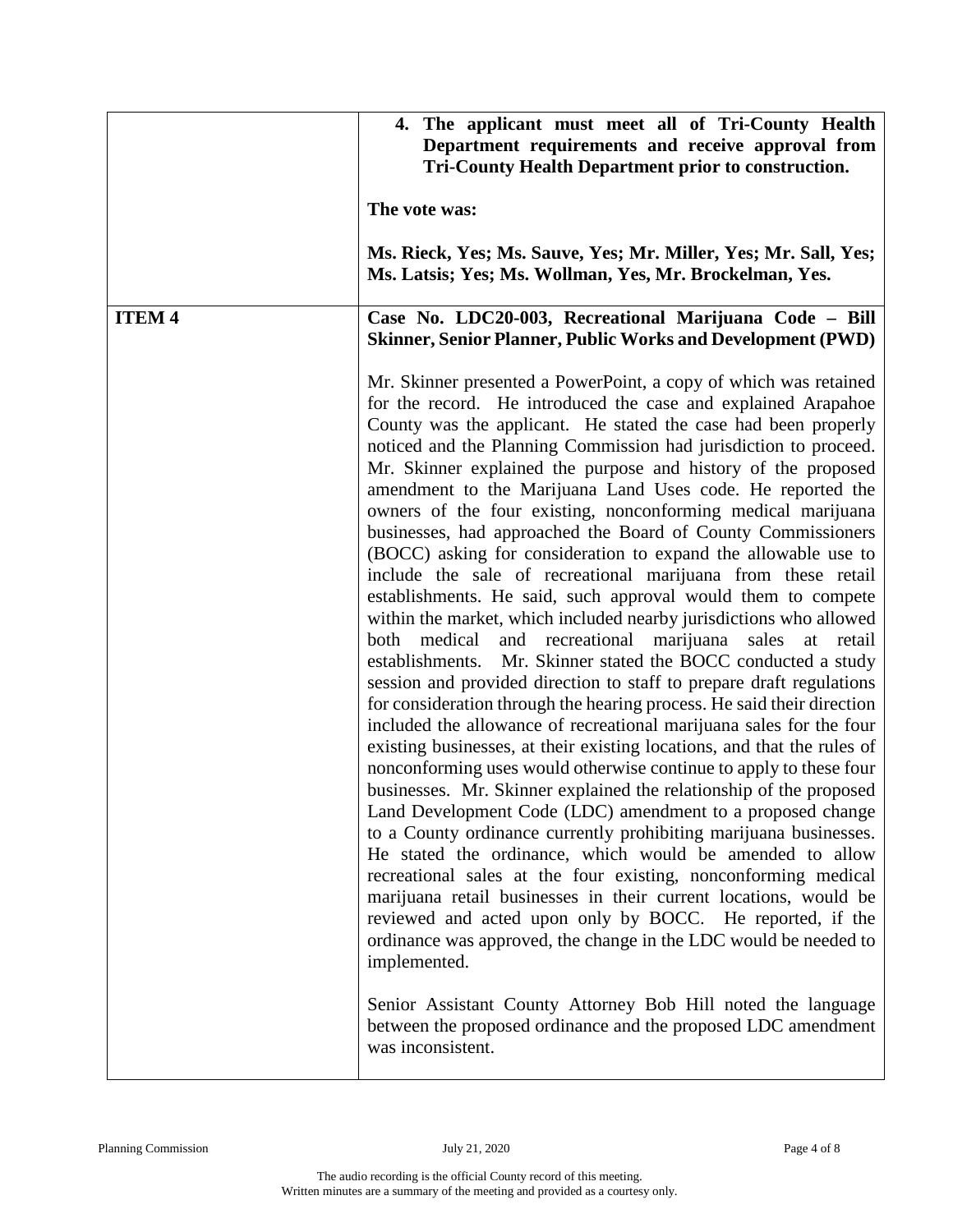| | |
|---|---|
| | **4. The applicant must meet all of Tri-County Health Department requirements and receive approval from Tri-County Health Department prior to construction.**<br><br>**The vote was:**<br><br>**Ms. Rieck, Yes; Ms. Sauve, Yes; Mr. Miller, Yes; Mr. Sall, Yes; Ms. Latsis; Yes; Ms. Wollman, Yes, Mr. Brockelman, Yes.** |
| **ITEM 4** | **Case No. LDC20-003, Recreational Marijuana Code – Bill Skinner, Senior Planner, Public Works and Development (PWD)**<br><br>Mr. Skinner presented a PowerPoint, a copy of which was retained for the record. He introduced the case and explained Arapahoe County was the applicant. He stated the case had been properly noticed and the Planning Commission had jurisdiction to proceed. Mr. Skinner explained the purpose and history of the proposed amendment to the Marijuana Land Uses code. He reported the owners of the four existing, nonconforming medical marijuana businesses, had approached the Board of County Commissioners (BOCC) asking for consideration to expand the allowable use to include the sale of recreational marijuana from these retail establishments. He said, such approval would them to compete within the market, which included nearby jurisdictions who allowed both medical and recreational marijuana sales at retail establishments. Mr. Skinner stated the BOCC conducted a study session and provided direction to staff to prepare draft regulations for consideration through the hearing process. He said their direction included the allowance of recreational marijuana sales for the four existing businesses, at their existing locations, and that the rules of nonconforming uses would otherwise continue to apply to these four businesses. Mr. Skinner explained the relationship of the proposed Land Development Code (LDC) amendment to a proposed change to a County ordinance currently prohibiting marijuana businesses. He stated the ordinance, which would be amended to allow recreational sales at the four existing, nonconforming medical marijuana retail businesses in their current locations, would be reviewed and acted upon only by BOCC. He reported, if the ordinance was approved, the change in the LDC would be needed to implemented.<br><br>Senior Assistant County Attorney Bob Hill noted the language between the proposed ordinance and the proposed LDC amendment was inconsistent. |

The audio recording is the official County record of this meeting.
Written minutes are a summary of the meeting and provided as a courtesy only.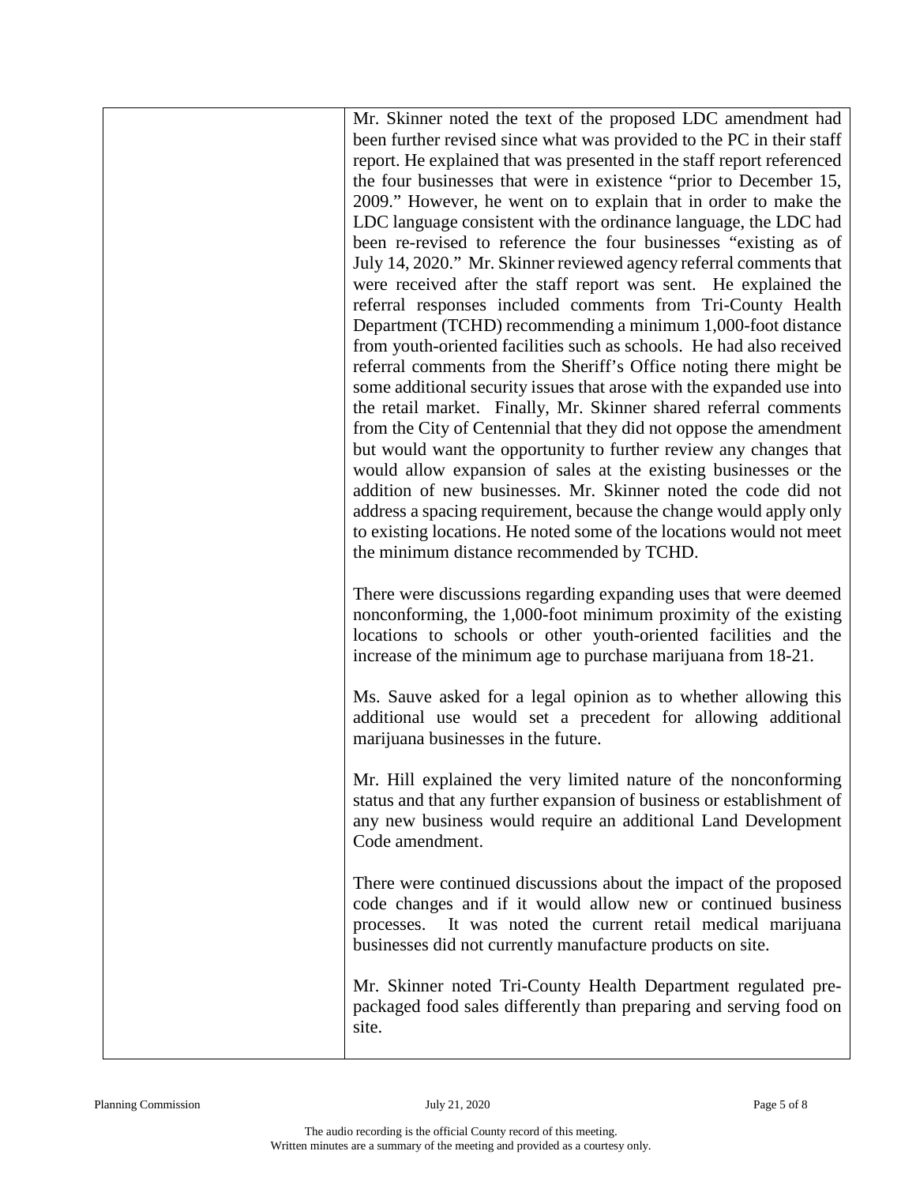Mr. Skinner noted the text of the proposed LDC amendment had been further revised since what was provided to the PC in their staff report. He explained that was presented in the staff report referenced the four businesses that were in existence "prior to December 15, 2009." However, he went on to explain that in order to make the LDC language consistent with the ordinance language, the LDC had been re-revised to reference the four businesses "existing as of July 14, 2020." Mr. Skinner reviewed agency referral comments that were received after the staff report was sent. He explained the referral responses included comments from Tri-County Health Department (TCHD) recommending a minimum 1,000-foot distance from youth-oriented facilities such as schools. He had also received referral comments from the Sheriff's Office noting there might be some additional security issues that arose with the expanded use into the retail market. Finally, Mr. Skinner shared referral comments from the City of Centennial that they did not oppose the amendment but would want the opportunity to further review any changes that would allow expansion of sales at the existing businesses or the addition of new businesses. Mr. Skinner noted the code did not address a spacing requirement, because the change would apply only to existing locations. He noted some of the locations would not meet the minimum distance recommended by TCHD.

There were discussions regarding expanding uses that were deemed nonconforming, the 1,000-foot minimum proximity of the existing locations to schools or other youth-oriented facilities and the increase of the minimum age to purchase marijuana from 18-21.

Ms. Sauve asked for a legal opinion as to whether allowing this additional use would set a precedent for allowing additional marijuana businesses in the future.

Mr. Hill explained the very limited nature of the nonconforming status and that any further expansion of business or establishment of any new business would require an additional Land Development Code amendment.

There were continued discussions about the impact of the proposed code changes and if it would allow new or continued business processes. It was noted the current retail medical marijuana businesses did not currently manufacture products on site.

Mr. Skinner noted Tri-County Health Department regulated pre-packaged food sales differently than preparing and serving food on site.

The audio recording is the official County record of this meeting.
Written minutes are a summary of the meeting and provided as a courtesy only.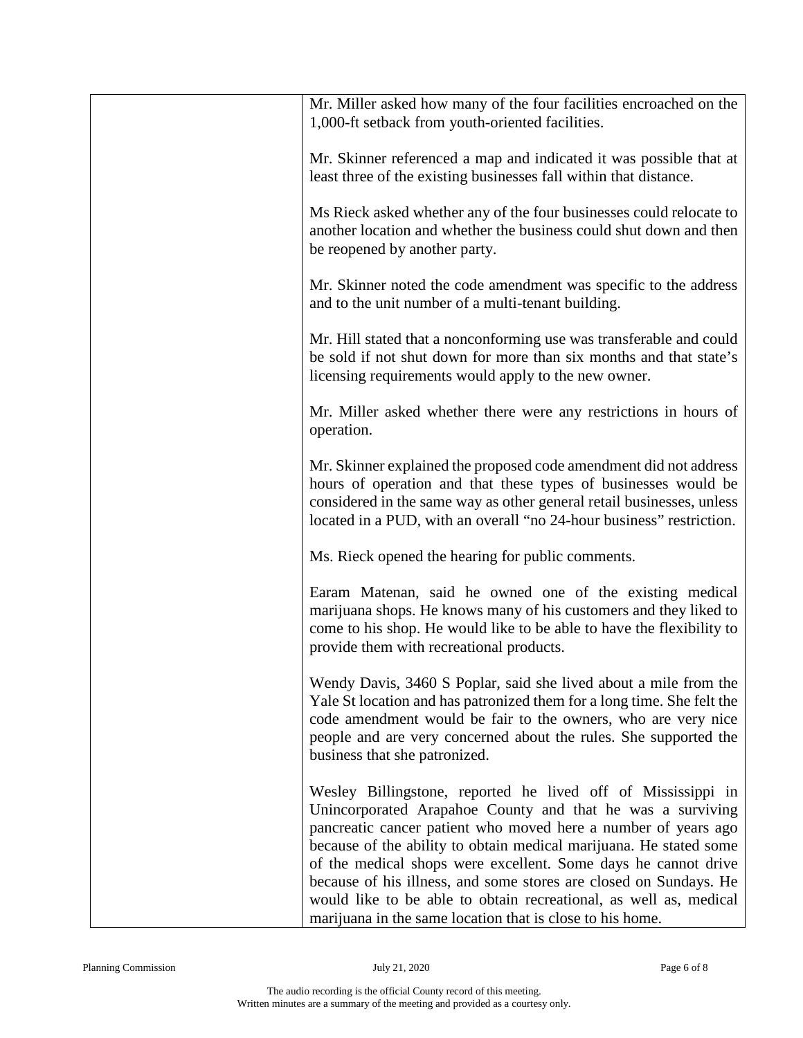|  | Mr. Miller asked how many of the four facilities encroached on the 1,000-ft setback from youth-oriented facilities.<br><br>Mr. Skinner referenced a map and indicated it was possible that at least three of the existing businesses fall within that distance.<br><br>Ms Rieck asked whether any of the four businesses could relocate to another location and whether the business could shut down and then be reopened by another party.<br><br>Mr. Skinner noted the code amendment was specific to the address and to the unit number of a multi-tenant building.<br><br>Mr. Hill stated that a nonconforming use was transferable and could be sold if not shut down for more than six months and that state's licensing requirements would apply to the new owner.<br><br>Mr. Miller asked whether there were any restrictions in hours of operation.<br><br>Mr. Skinner explained the proposed code amendment did not address hours of operation and that these types of businesses would be considered in the same way as other general retail businesses, unless located in a PUD, with an overall "no 24-hour business" restriction.<br><br>Ms. Rieck opened the hearing for public comments.<br><br>Earam Matenan, said he owned one of the existing medical marijuana shops. He knows many of his customers and they liked to come to his shop. He would like to be able to have the flexibility to provide them with recreational products.<br><br>Wendy Davis, 3460 S Poplar, said she lived about a mile from the Yale St location and has patronized them for a long time. She felt the code amendment would be fair to the owners, who are very nice people and are very concerned about the rules. She supported the business that she patronized.<br><br>Wesley Billingstone, reported he lived off of Mississippi in Unincorporated Arapahoe County and that he was a surviving pancreatic cancer patient who moved here a number of years ago because of the ability to obtain medical marijuana. He stated some of the medical shops were excellent. Some days he cannot drive because of his illness, and some stores are closed on Sundays. He would like to be able to obtain recreational, as well as, medical marijuana in the same location that is close to his home. |
|---|---|

The audio recording is the official County record of this meeting.
Written minutes are a summary of the meeting and provided as a courtesy only.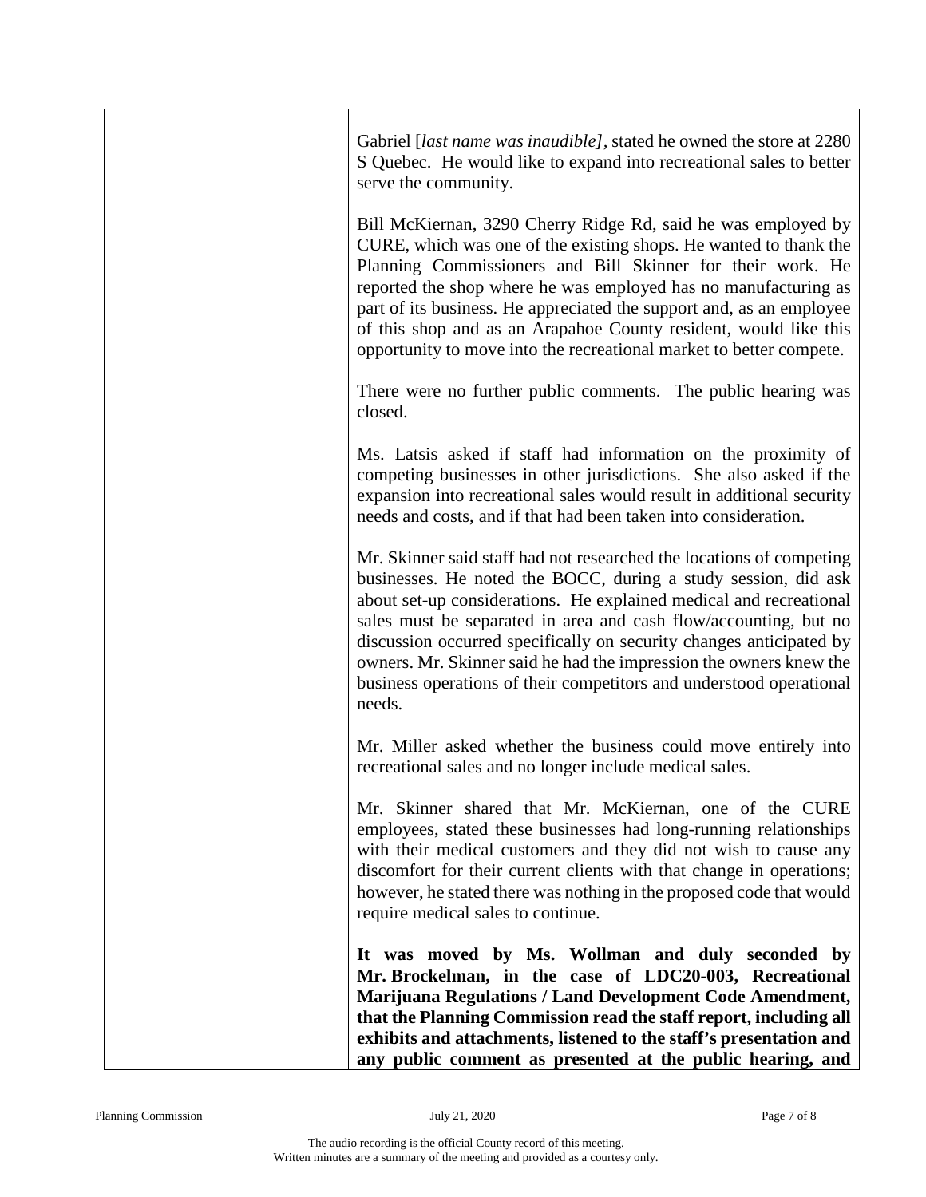Gabriel [*last name was inaudible]*, stated he owned the store at 2280 S Quebec. He would like to expand into recreational sales to better serve the community.

Bill McKiernan, 3290 Cherry Ridge Rd, said he was employed by CURE, which was one of the existing shops. He wanted to thank the Planning Commissioners and Bill Skinner for their work. He reported the shop where he was employed has no manufacturing as part of its business. He appreciated the support and, as an employee of this shop and as an Arapahoe County resident, would like this opportunity to move into the recreational market to better compete.

There were no further public comments. The public hearing was closed.

Ms. Latsis asked if staff had information on the proximity of competing businesses in other jurisdictions. She also asked if the expansion into recreational sales would result in additional security needs and costs, and if that had been taken into consideration.

Mr. Skinner said staff had not researched the locations of competing businesses. He noted the BOCC, during a study session, did ask about set-up considerations. He explained medical and recreational sales must be separated in area and cash flow/accounting, but no discussion occurred specifically on security changes anticipated by owners. Mr. Skinner said he had the impression the owners knew the business operations of their competitors and understood operational needs.

Mr. Miller asked whether the business could move entirely into recreational sales and no longer include medical sales.

Mr. Skinner shared that Mr. McKiernan, one of the CURE employees, stated these businesses had long-running relationships with their medical customers and they did not wish to cause any discomfort for their current clients with that change in operations; however, he stated there was nothing in the proposed code that would require medical sales to continue.

**It was moved by Ms. Wollman and duly seconded by Mr. Brockelman, in the case of LDC20-003, Recreational Marijuana Regulations / Land Development Code Amendment, that the Planning Commission read the staff report, including all exhibits and attachments, listened to the staff's presentation and any public comment as presented at the public hearing, and**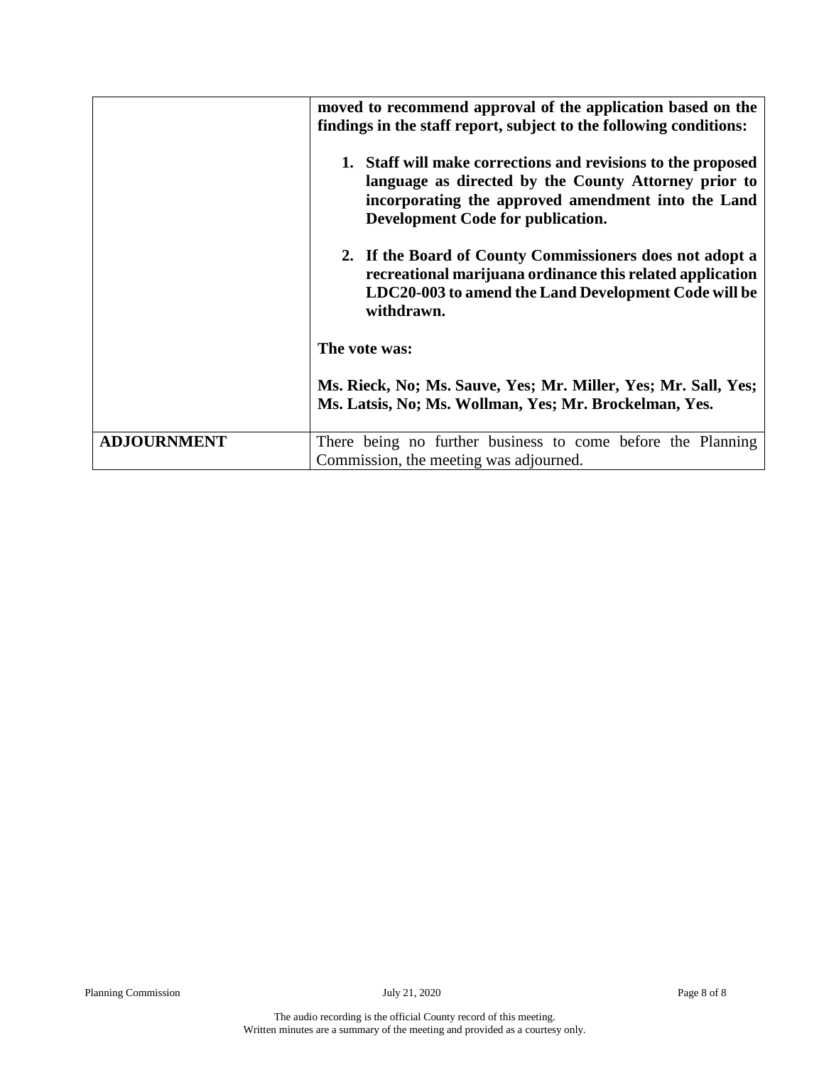| | |
|---|---|
| | **moved to recommend approval of the application based on the findings in the staff report, subject to the following conditions:**<br><br>**1. Staff will make corrections and revisions to the proposed language as directed by the County Attorney prior to incorporating the approved amendment into the Land Development Code for publication.**<br><br>**2. If the Board of County Commissioners does not adopt a recreational marijuana ordinance this related application LDC20-003 to amend the Land Development Code will be withdrawn.**<br><br>**The vote was:**<br><br>**Ms. Rieck, No; Ms. Sauve, Yes; Mr. Miller, Yes; Mr. Sall, Yes; Ms. Latsis, No; Ms. Wollman, Yes; Mr. Brockelman, Yes.** |
| **ADJOURNMENT** | There being no further business to come before the Planning Commission, the meeting was adjourned. |

The audio recording is the official County record of this meeting.
Written minutes are a summary of the meeting and provided as a courtesy only.